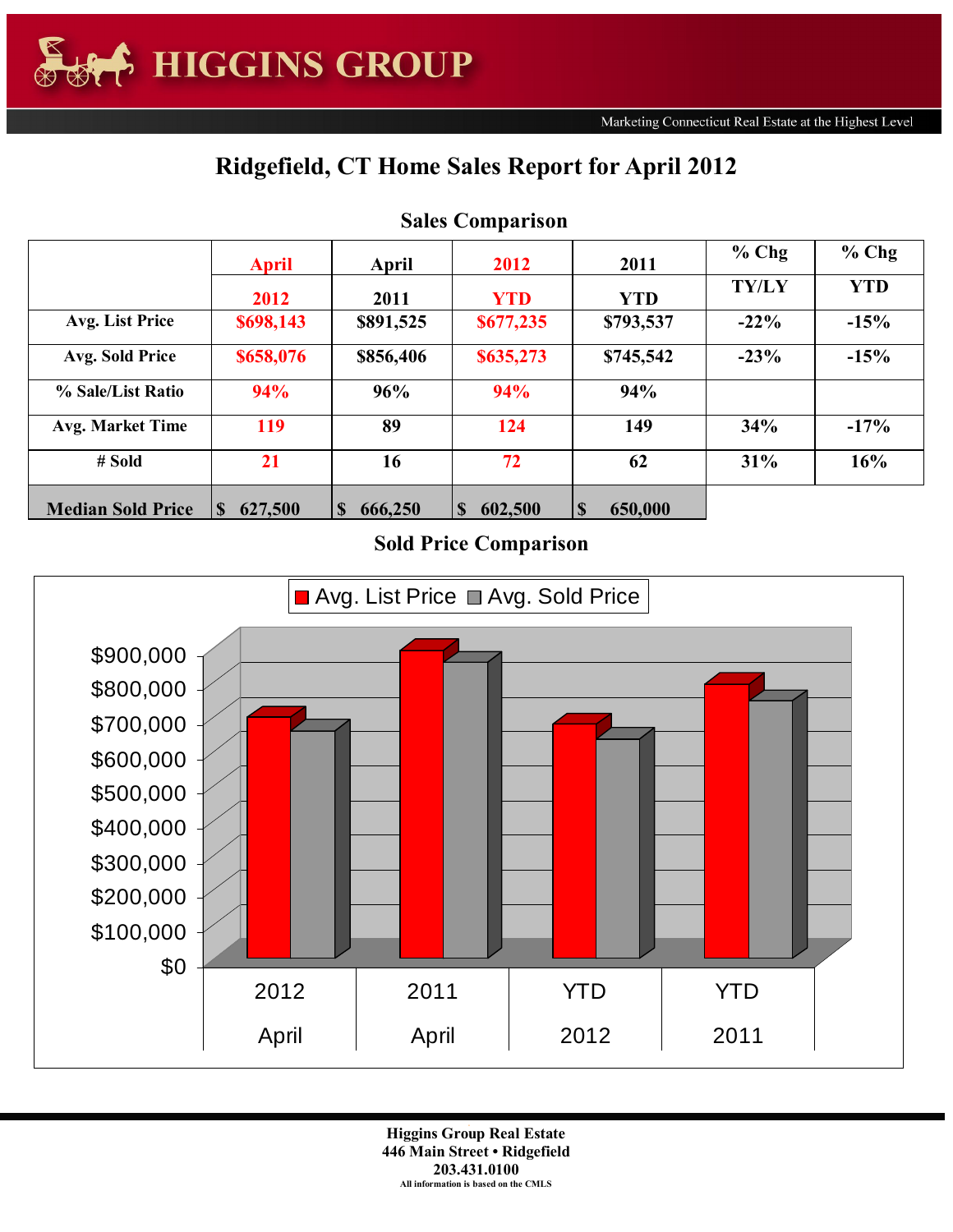# HIGGINS GROUP

Marketing Connecticut Real Estate at the Highest Level

## Ridgefield, CT Home Sales Report for April 2012

### Sales Comparison

| | April 2012 | April 2011 | 2012 YTD | 2011 YTD | % Chg TY/LY | % Chg YTD |
|---|---|---|---|---|---|---|
| Avg. List Price | $698,143 | $891,525 | $677,235 | $793,537 | -22% | -15% |
| Avg. Sold Price | $658,076 | $856,406 | $635,273 | $745,542 | -23% | -15% |
| % Sale/List Ratio | 94% | 96% | 94% | 94% | | |
| Avg. Market Time | 119 | 89 | 124 | 149 | 34% | -17% |
| # Sold | 21 | 16 | 72 | 62 | 31% | 16% |
| Median Sold Price | $ 627,500 | $ 666,250 | $ 602,500 | $ 650,000 | | |

### Sold Price Comparison

Higgins Group Real Estate
446 Main Street • Ridgefield
203.431.0100
All information is based on the CMLS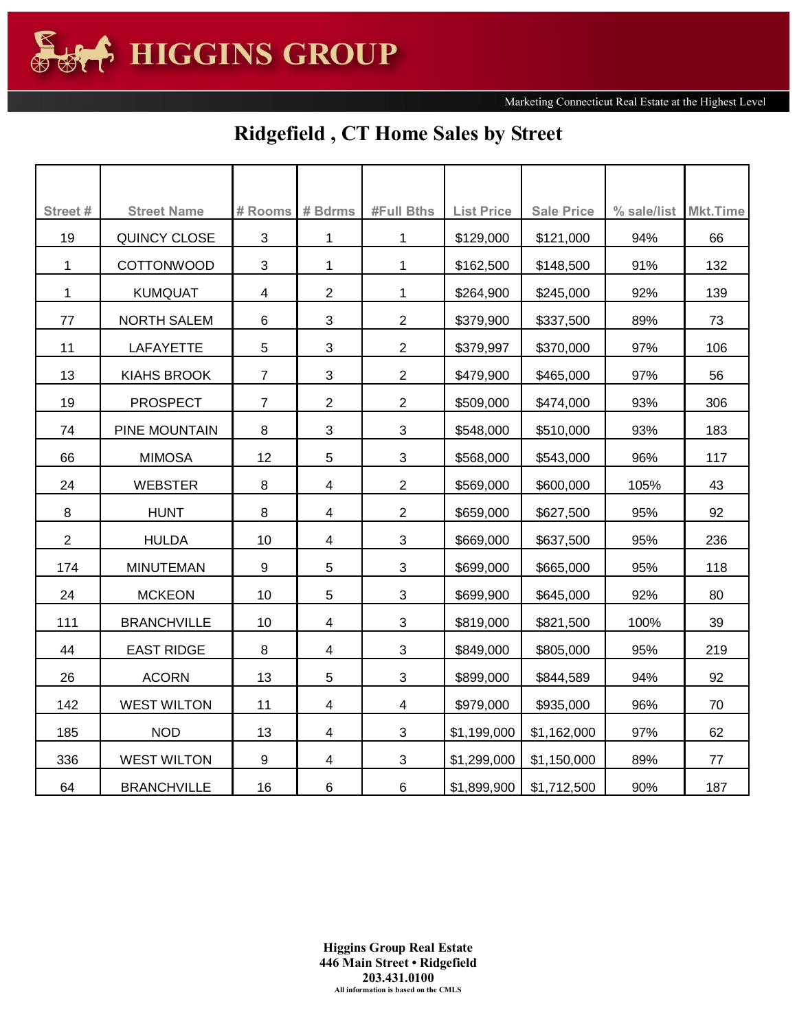# Ridgefield , CT Home Sales by Street

| Street # | Street Name | # Rooms | # Bdrms | #Full Bths | List Price | Sale Price | % sale/list | Mkt.Time |
|---|---|---|---|---|---|---|---|---|
| 19 | QUINCY CLOSE | 3 | 1 | 1 | $129,000 | $121,000 | 94% | 66 |
| 1 | COTTONWOOD | 3 | 1 | 1 | $162,500 | $148,500 | 91% | 132 |
| 1 | KUMQUAT | 4 | 2 | 1 | $264,900 | $245,000 | 92% | 139 |
| 77 | NORTH SALEM | 6 | 3 | 2 | $379,900 | $337,500 | 89% | 73 |
| 11 | LAFAYETTE | 5 | 3 | 2 | $379,997 | $370,000 | 97% | 106 |
| 13 | KIAHS BROOK | 7 | 3 | 2 | $479,900 | $465,000 | 97% | 56 |
| 19 | PROSPECT | 7 | 2 | 2 | $509,000 | $474,000 | 93% | 306 |
| 74 | PINE MOUNTAIN | 8 | 3 | 3 | $548,000 | $510,000 | 93% | 183 |
| 66 | MIMOSA | 12 | 5 | 3 | $568,000 | $543,000 | 96% | 117 |
| 24 | WEBSTER | 8 | 4 | 2 | $569,000 | $600,000 | 105% | 43 |
| 8 | HUNT | 8 | 4 | 2 | $659,000 | $627,500 | 95% | 92 |
| 2 | HULDA | 10 | 4 | 3 | $669,000 | $637,500 | 95% | 236 |
| 174 | MINUTEMAN | 9 | 5 | 3 | $699,000 | $665,000 | 95% | 118 |
| 24 | MCKEON | 10 | 5 | 3 | $699,900 | $645,000 | 92% | 80 |
| 111 | BRANCHVILLE | 10 | 4 | 3 | $819,000 | $821,500 | 100% | 39 |
| 44 | EAST RIDGE | 8 | 4 | 3 | $849,000 | $805,000 | 95% | 219 |
| 26 | ACORN | 13 | 5 | 3 | $899,000 | $844,589 | 94% | 92 |
| 142 | WEST WILTON | 11 | 4 | 4 | $979,000 | $935,000 | 96% | 70 |
| 185 | NOD | 13 | 4 | 3 | $1,199,000 | $1,162,000 | 97% | 62 |
| 336 | WEST WILTON | 9 | 4 | 3 | $1,299,000 | $1,150,000 | 89% | 77 |
| 64 | BRANCHVILLE | 16 | 6 | 6 | $1,899,900 | $1,712,500 | 90% | 187 |

**Higgins Group Real Estate**
**446 Main Street • Ridgefield**
**203.431.0100**
All information is based on the CMLS